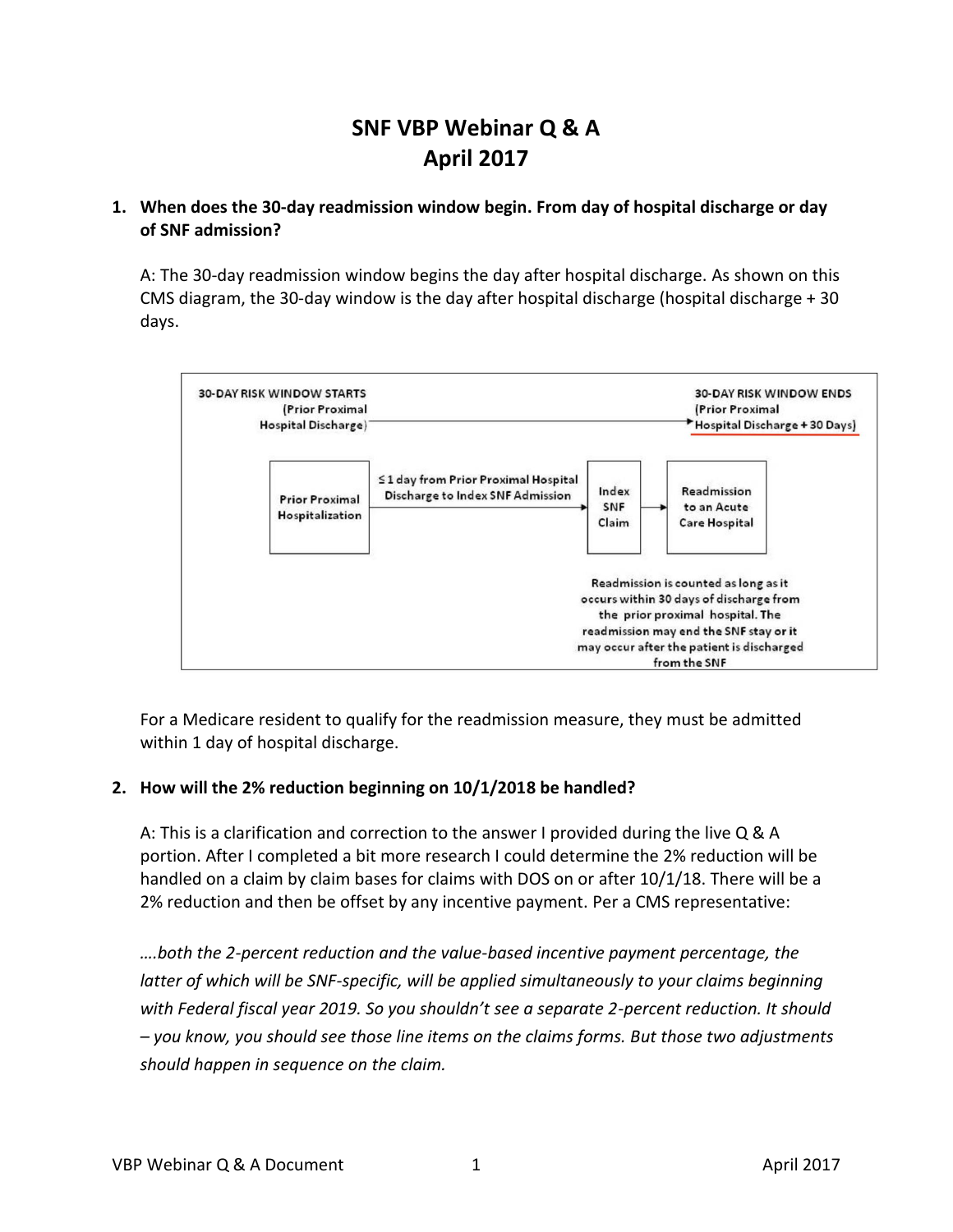# SNF VBP Webinar Q & A
## April 2017

**1. When does the 30-day readmission window begin. From day of hospital discharge or day of SNF admission?**

A: The 30-day readmission window begins the day after hospital discharge. As shown on this CMS diagram, the 30-day window is the day after hospital discharge (hospital discharge + 30 days.

30-DAY RISK WINDOW STARTS (Prior Proximal Hospital Discharge) → 30-DAY RISK WINDOW ENDS (Prior Proximal Hospital Discharge + 30 Days)

Prior Proximal Hospitalization → ≤1 day from Prior Proximal Hospital Discharge to Index SNF Admission → Index SNF Claim → Readmission to an Acute Care Hospital

Readmission is counted as long as it occurs within 30 days of discharge from the prior proximal hospital. The readmission may end the SNF stay or it may occur after the patient is discharged from the SNF

For a Medicare resident to qualify for the readmission measure, they must be admitted within 1 day of hospital discharge.

**2. How will the 2% reduction beginning on 10/1/2018 be handled?**

A: This is a clarification and correction to the answer I provided during the live Q & A portion. After I completed a bit more research I could determine the 2% reduction will be handled on a claim by claim bases for claims with DOS on or after 10/1/18. There will be a 2% reduction and then be offset by any incentive payment. Per a CMS representative:

*….both the 2-percent reduction and the value-based incentive payment percentage, the latter of which will be SNF-specific, will be applied simultaneously to your claims beginning with Federal fiscal year 2019. So you shouldn't see a separate 2-percent reduction. It should – you know, you should see those line items on the claims forms. But those two adjustments should happen in sequence on the claim.*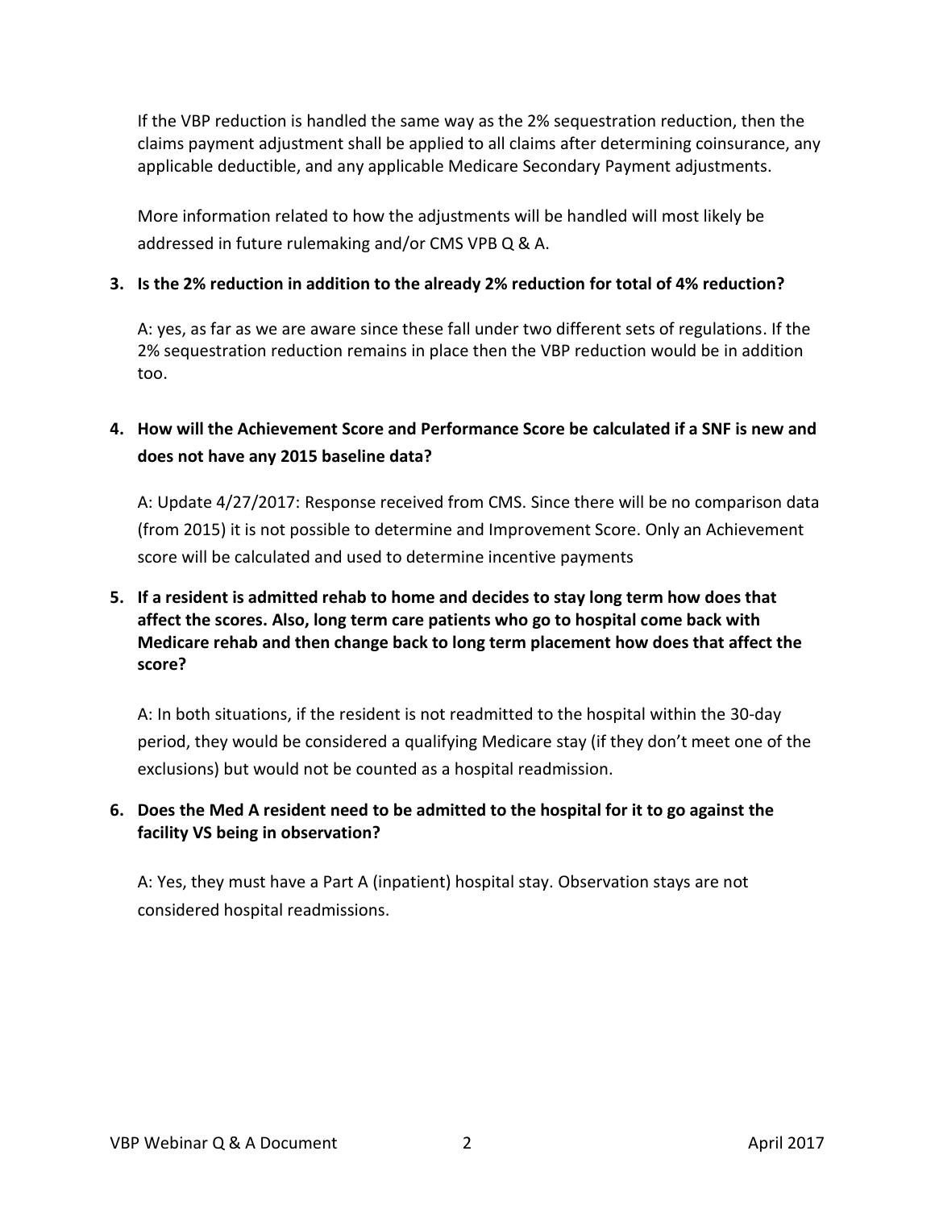If the VBP reduction is handled the same way as the 2% sequestration reduction, then the claims payment adjustment shall be applied to all claims after determining coinsurance, any applicable deductible, and any applicable Medicare Secondary Payment adjustments.

More information related to how the adjustments will be handled will most likely be addressed in future rulemaking and/or CMS VPB Q & A.

3. **Is the 2% reduction in addition to the already 2% reduction for total of 4% reduction?**

   A: yes, as far as we are aware since these fall under two different sets of regulations. If the 2% sequestration reduction remains in place then the VBP reduction would be in addition too.

4. **How will the Achievement Score and Performance Score be calculated if a SNF is new and does not have any 2015 baseline data?**

   A: Update 4/27/2017: Response received from CMS. Since there will be no comparison data (from 2015) it is not possible to determine and Improvement Score. Only an Achievement score will be calculated and used to determine incentive payments

5. **If a resident is admitted rehab to home and decides to stay long term how does that affect the scores. Also, long term care patients who go to hospital come back with Medicare rehab and then change back to long term placement how does that affect the score?**

   A: In both situations, if the resident is not readmitted to the hospital within the 30-day period, they would be considered a qualifying Medicare stay (if they don't meet one of the exclusions) but would not be counted as a hospital readmission.

6. **Does the Med A resident need to be admitted to the hospital for it to go against the facility VS being in observation?**

   A: Yes, they must have a Part A (inpatient) hospital stay. Observation stays are not considered hospital readmissions.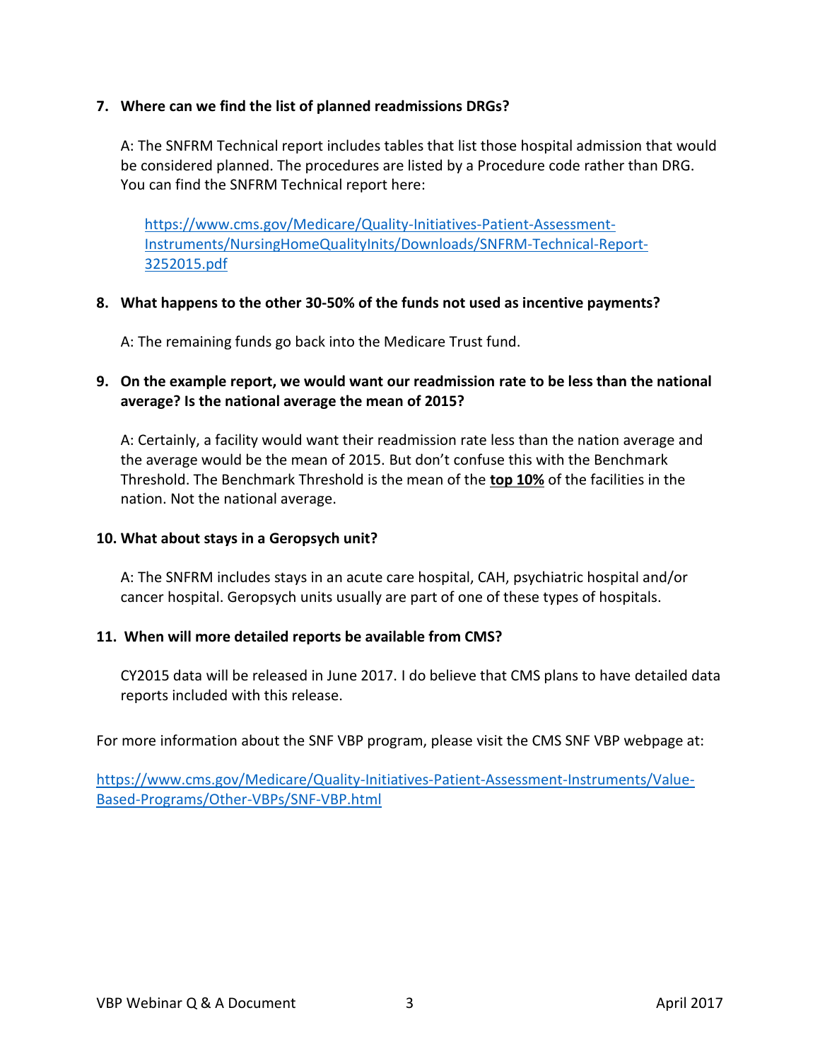7. **Where can we find the list of planned readmissions DRGs?**

   A: The SNFRM Technical report includes tables that list those hospital admission that would be considered planned. The procedures are listed by a Procedure code rather than DRG. You can find the SNFRM Technical report here:

   https://www.cms.gov/Medicare/Quality-Initiatives-Patient-Assessment-Instruments/NursingHomeQualityInits/Downloads/SNFRM-Technical-Report-3252015.pdf

8. **What happens to the other 30-50% of the funds not used as incentive payments?**

   A: The remaining funds go back into the Medicare Trust fund.

9. **On the example report, we would want our readmission rate to be less than the national average? Is the national average the mean of 2015?**

   A: Certainly, a facility would want their readmission rate less than the nation average and the average would be the mean of 2015. But don't confuse this with the Benchmark Threshold. The Benchmark Threshold is the mean of the **top 10%** of the facilities in the nation. Not the national average.

10. **What about stays in a Geropsych unit?**

    A: The SNFRM includes stays in an acute care hospital, CAH, psychiatric hospital and/or cancer hospital. Geropsych units usually are part of one of these types of hospitals.

11. **When will more detailed reports be available from CMS?**

    CY2015 data will be released in June 2017. I do believe that CMS plans to have detailed data reports included with this release.

For more information about the SNF VBP program, please visit the CMS SNF VBP webpage at:

https://www.cms.gov/Medicare/Quality-Initiatives-Patient-Assessment-Instruments/Value-Based-Programs/Other-VBPs/SNF-VBP.html